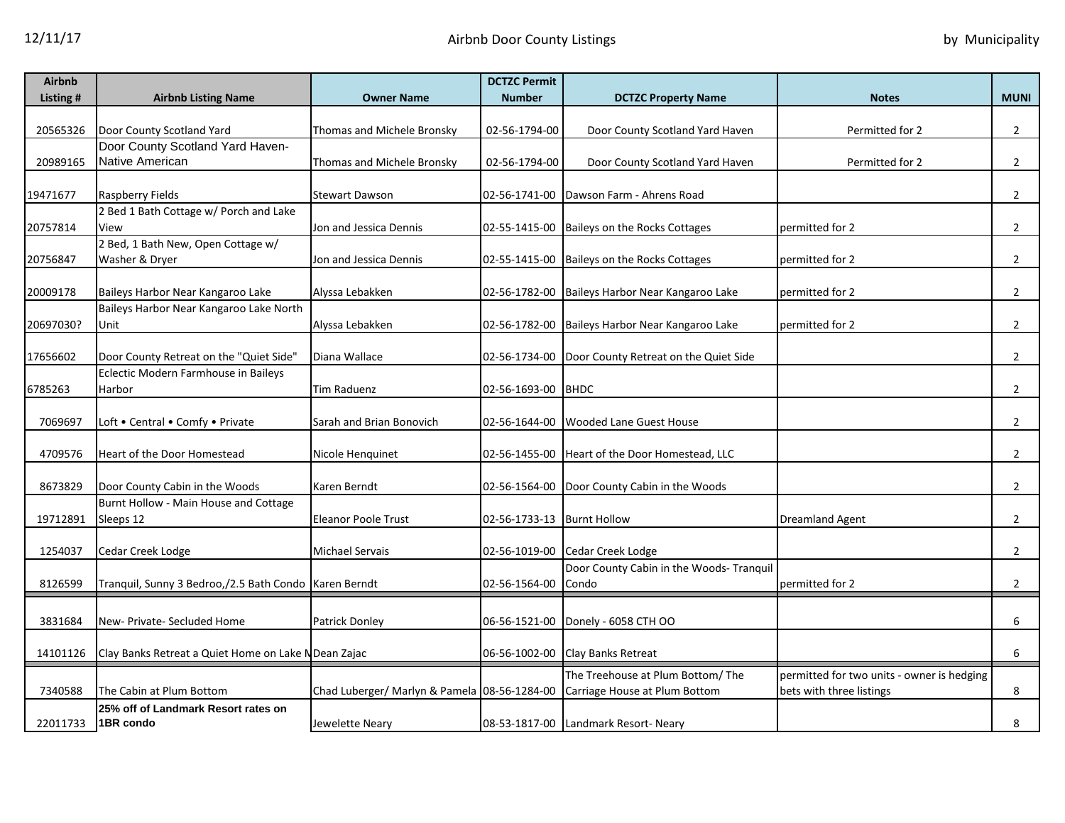# Airbnb Door County Listings

by Municipality

| Airbnb Listing # | Airbnb Listing Name | Owner Name | DCTZC Permit Number | DCTZC Property Name | Notes | MUNI |
|---|---|---|---|---|---|---|
| 20565326 | Door County Scotland Yard | Thomas and Michele Bronsky | 02-56-1794-00 | Door County Scotland Yard Haven | Permitted for 2 | 2 |
| 20989165 | Door County Scotland Yard Haven-Native American | Thomas and Michele Bronsky | 02-56-1794-00 | Door County Scotland Yard Haven | Permitted for 2 | 2 |
| 19471677 | Raspberry Fields | Stewart Dawson | 02-56-1741-00 | Dawson Farm - Ahrens Road | | 2 |
| 20757814 | 2 Bed 1 Bath Cottage w/ Porch and Lake View | Jon and Jessica Dennis | 02-55-1415-00 | Baileys on the Rocks Cottages | permitted for 2 | 2 |
| 20756847 | 2 Bed, 1 Bath New, Open Cottage w/ Washer & Dryer | Jon and Jessica Dennis | 02-55-1415-00 | Baileys on the Rocks Cottages | permitted for 2 | 2 |
| 20009178 | Baileys Harbor Near Kangaroo Lake | Alyssa Lebakken | 02-56-1782-00 | Baileys Harbor Near Kangaroo Lake | permitted for 2 | 2 |
| 20697030? | Baileys Harbor Near Kangaroo Lake North Unit | Alyssa Lebakken | 02-56-1782-00 | Baileys Harbor Near Kangaroo Lake | permitted for 2 | 2 |
| 17656602 | Door County Retreat on the "Quiet Side" | Diana Wallace | 02-56-1734-00 | Door County Retreat on the Quiet Side | | 2 |
| 6785263 | Eclectic Modern Farmhouse in Baileys Harbor | Tim Raduenz | 02-56-1693-00 | BHDC | | 2 |
| 7069697 | Loft • Central • Comfy • Private | Sarah and Brian Bonovich | 02-56-1644-00 | Wooded Lane Guest House | | 2 |
| 4709576 | Heart of the Door Homestead | Nicole Henquinet | 02-56-1455-00 | Heart of the Door Homestead, LLC | | 2 |
| 8673829 | Door County Cabin in the Woods | Karen Berndt | 02-56-1564-00 | Door County Cabin in the Woods | | 2 |
| 19712891 | Burnt Hollow - Main House and Cottage Sleeps 12 | Eleanor Poole Trust | 02-56-1733-13 | Burnt Hollow | Dreamland Agent | 2 |
| 1254037 | Cedar Creek Lodge | Michael Servais | 02-56-1019-00 | Cedar Creek Lodge | | 2 |
| 8126599 | Tranquil, Sunny 3 Bedroo,/2.5 Bath Condo | Karen Berndt | 02-56-1564-00 | Door County Cabin in the Woods- Tranquil Condo | permitted for 2 | 2 |
| 3831684 | New- Private- Secluded Home | Patrick Donley | 06-56-1521-00 | Donely - 6058 CTH OO | | 6 |
| 14101126 | Clay Banks Retreat a Quiet Home on Lake M | Dean Zajac | 06-56-1002-00 | Clay Banks Retreat | | 6 |
| 7340588 | The Cabin at Plum Bottom | Chad Luberger/ Marlyn & Pamela | 08-56-1284-00 | The Treehouse at Plum Bottom/ The Carriage House at Plum Bottom | permitted for two units - owner is hedging bets with three listings | 8 |
| 22011733 | **25% off of Landmark Resort rates on 1BR condo** | Jewelette Neary | 08-53-1817-00 | Landmark Resort- Neary | | 8 |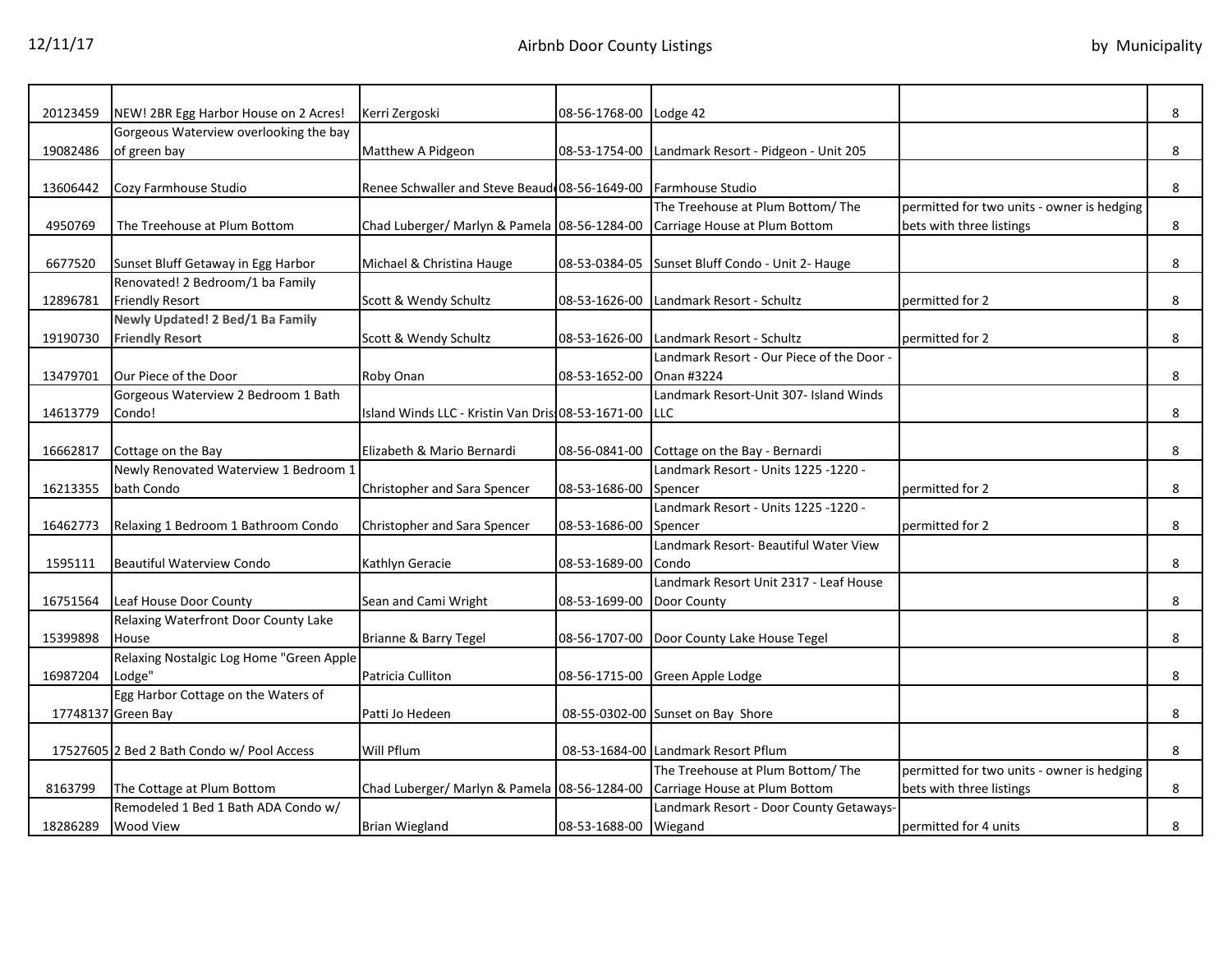| | | | | | | |
|---|---|---|---|---|---|---|
| 20123459 | NEW! 2BR Egg Harbor House on 2 Acres! | Kerri Zergoski | 08-56-1768-00 | Lodge 42 | | 8 |
| 19082486 | Gorgeous Waterview overlooking the bay of green bay | Matthew A Pidgeon | 08-53-1754-00 | Landmark Resort - Pidgeon - Unit 205 | | 8 |
| 13606442 | Cozy Farmhouse Studio | Renee Schwaller and Steve Beaud | 08-56-1649-00 | Farmhouse Studio | | 8 |
| 4950769 | The Treehouse at Plum Bottom | Chad Luberger/ Marlyn & Pamela | 08-56-1284-00 | The Treehouse at Plum Bottom/ The Carriage House at Plum Bottom | permitted for two units - owner is hedging bets with three listings | 8 |
| 6677520 | Sunset Bluff Getaway in Egg Harbor | Michael & Christina Hauge | 08-53-0384-05 | Sunset Bluff Condo - Unit 2- Hauge | | 8 |
| 12896781 | Renovated! 2 Bedroom/1 ba Family Friendly Resort | Scott & Wendy Schultz | 08-53-1626-00 | Landmark Resort - Schultz | permitted for 2 | 8 |
| 19190730 | **Newly Updated! 2 Bed/1 Ba Family Friendly Resort** | Scott & Wendy Schultz | 08-53-1626-00 | Landmark Resort - Schultz | permitted for 2 | 8 |
| 13479701 | Our Piece of the Door | Roby Onan | 08-53-1652-00 | Landmark Resort - Our Piece of the Door - Onan #3224 | | 8 |
| 14613779 | Gorgeous Waterview 2 Bedroom 1 Bath Condo! | Island Winds LLC - Kristin Van Dris | 08-53-1671-00 | Landmark Resort-Unit 307- Island Winds LLC | | 8 |
| 16662817 | Cottage on the Bay | Elizabeth & Mario Bernardi | 08-56-0841-00 | Cottage on the Bay - Bernardi | | 8 |
| 16213355 | Newly Renovated Waterview 1 Bedroom 1 bath Condo | Christopher and Sara Spencer | 08-53-1686-00 | Landmark Resort - Units 1225 -1220 - Spencer | permitted for 2 | 8 |
| 16462773 | Relaxing 1 Bedroom 1 Bathroom Condo | Christopher and Sara Spencer | 08-53-1686-00 | Landmark Resort - Units 1225 -1220 - Spencer | permitted for 2 | 8 |
| 1595111 | Beautiful Waterview Condo | Kathlyn Geracie | 08-53-1689-00 | Landmark Resort- Beautiful Water View Condo | | 8 |
| 16751564 | Leaf House Door County | Sean and Cami Wright | 08-53-1699-00 | Landmark Resort Unit 2317 - Leaf House Door County | | 8 |
| 15399898 | Relaxing Waterfront Door County Lake House | Brianne & Barry Tegel | 08-56-1707-00 | Door County Lake House Tegel | | 8 |
| 16987204 | Relaxing Nostalgic Log Home "Green Apple Lodge" | Patricia Culliton | 08-56-1715-00 | Green Apple Lodge | | 8 |
| 17748137 | Egg Harbor Cottage on the Waters of Green Bay | Patti Jo Hedeen | 08-55-0302-00 | Sunset on Bay Shore | | 8 |
| 17527605 | 2 Bed 2 Bath Condo w/ Pool Access | Will Pflum | 08-53-1684-00 | Landmark Resort Pflum | | 8 |
| 8163799 | The Cottage at Plum Bottom | Chad Luberger/ Marlyn & Pamela | 08-56-1284-00 | The Treehouse at Plum Bottom/ The Carriage House at Plum Bottom | permitted for two units - owner is hedging bets with three listings | 8 |
| 18286289 | Remodeled 1 Bed 1 Bath ADA Condo w/ Wood View | Brian Wiegland | 08-53-1688-00 | Landmark Resort - Door County Getaways- Wiegand | permitted for 4 units | 8 |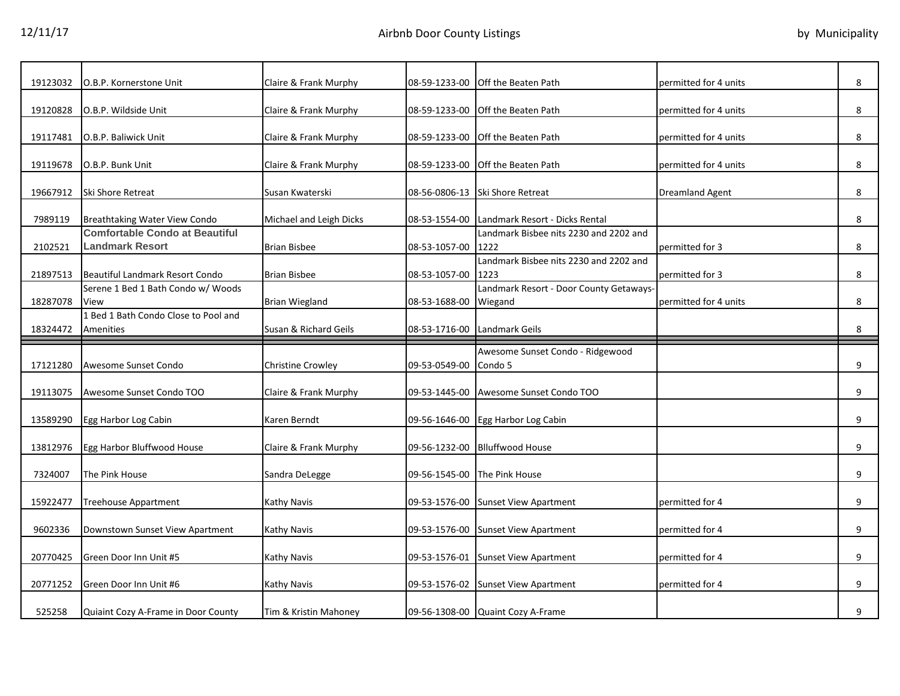| | | | | | | |
|---|---|---|---|---|---|---|
| 19123032 | O.B.P. Kornerstone Unit | Claire & Frank Murphy | 08-59-1233-00 | Off the Beaten Path | permitted for 4 units | 8 |
| 19120828 | O.B.P. Wildside Unit | Claire & Frank Murphy | 08-59-1233-00 | Off the Beaten Path | permitted for 4 units | 8 |
| 19117481 | O.B.P. Baliwick Unit | Claire & Frank Murphy | 08-59-1233-00 | Off the Beaten Path | permitted for 4 units | 8 |
| 19119678 | O.B.P. Bunk Unit | Claire & Frank Murphy | 08-59-1233-00 | Off the Beaten Path | permitted for 4 units | 8 |
| 19667912 | Ski Shore Retreat | Susan Kwaterski | 08-56-0806-13 | Ski Shore Retreat | Dreamland Agent | 8 |
| 7989119 | Breathtaking Water View Condo | Michael and Leigh Dicks | 08-53-1554-00 | Landmark Resort - Dicks Rental | | 8 |
| 2102521 | **Comfortable Condo at Beautiful Landmark Resort** | Brian Bisbee | 08-53-1057-00 | Landmark Bisbee nits 2230 and 2202 and 1222 | permitted for 3 | 8 |
| 21897513 | Beautiful Landmark Resort Condo | Brian Bisbee | 08-53-1057-00 | Landmark Bisbee nits 2230 and 2202 and 1223 | permitted for 3 | 8 |
| 18287078 | Serene 1 Bed 1 Bath Condo w/ Woods View | Brian Wiegland | 08-53-1688-00 | Landmark Resort - Door County Getaways-Wiegand | permitted for 4 units | 8 |
| 18324472 | 1 Bed 1 Bath Condo Close to Pool and Amenities | Susan & Richard Geils | 08-53-1716-00 | Landmark Geils | | 8 |
| 17121280 | Awesome Sunset Condo | Christine Crowley | 09-53-0549-00 | Awesome Sunset Condo - Ridgewood Condo 5 | | 9 |
| 19113075 | Awesome Sunset Condo TOO | Claire & Frank Murphy | 09-53-1445-00 | Awesome Sunset Condo TOO | | 9 |
| 13589290 | Egg Harbor Log Cabin | Karen Berndt | 09-56-1646-00 | Egg Harbor Log Cabin | | 9 |
| 13812976 | Egg Harbor Bluffwood House | Claire & Frank Murphy | 09-56-1232-00 | Blluffwood House | | 9 |
| 7324007 | The Pink House | Sandra DeLegge | 09-56-1545-00 | The Pink House | | 9 |
| 15922477 | Treehouse Appartment | Kathy Navis | 09-53-1576-00 | Sunset View Apartment | permitted for 4 | 9 |
| 9602336 | Downstown Sunset View Apartment | Kathy Navis | 09-53-1576-00 | Sunset View Apartment | permitted for 4 | 9 |
| 20770425 | Green Door Inn Unit #5 | Kathy Navis | 09-53-1576-01 | Sunset View Apartment | permitted for 4 | 9 |
| 20771252 | Green Door Inn Unit #6 | Kathy Navis | 09-53-1576-02 | Sunset View Apartment | permitted for 4 | 9 |
| 525258 | Quiaint Cozy A-Frame in Door County | Tim & Kristin Mahoney | 09-56-1308-00 | Quaint Cozy A-Frame | | 9 |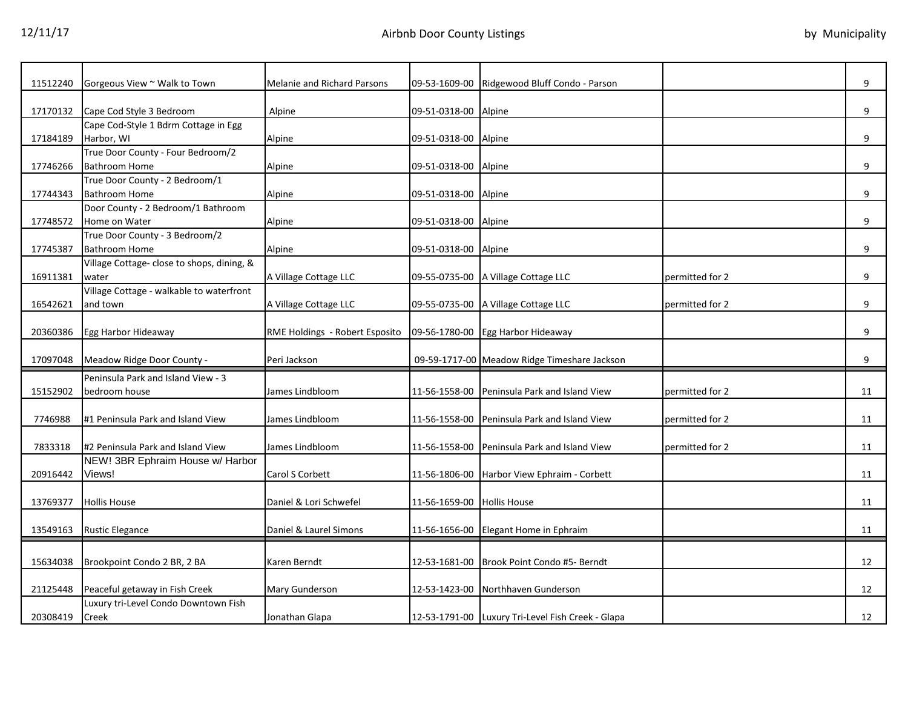| | | | | | | |
|---|---|---|---|---|---|---|
| 11512240 | Gorgeous View ~ Walk to Town | Melanie and Richard Parsons | 09-53-1609-00 | Ridgewood Bluff Condo - Parson | | 9 |
| 17170132 | Cape Cod Style 3 Bedroom | Alpine | 09-51-0318-00 | Alpine | | 9 |
| 17184189 | Cape Cod-Style 1 Bdrm Cottage in Egg Harbor, WI | Alpine | 09-51-0318-00 | Alpine | | 9 |
| 17746266 | True Door County - Four Bedroom/2 Bathroom Home | Alpine | 09-51-0318-00 | Alpine | | 9 |
| 17744343 | True Door County - 2 Bedroom/1 Bathroom Home | Alpine | 09-51-0318-00 | Alpine | | 9 |
| 17748572 | Door County - 2 Bedroom/1 Bathroom Home on Water | Alpine | 09-51-0318-00 | Alpine | | 9 |
| 17745387 | True Door County - 3 Bedroom/2 Bathroom Home | Alpine | 09-51-0318-00 | Alpine | | 9 |
| 16911381 | Village Cottage- close to shops, dining, & water | A Village Cottage LLC | 09-55-0735-00 | A Village Cottage LLC | permitted for 2 | 9 |
| 16542621 | Village Cottage - walkable to waterfront and town | A Village Cottage LLC | 09-55-0735-00 | A Village Cottage LLC | permitted for 2 | 9 |
| 20360386 | Egg Harbor Hideaway | RME Holdings - Robert Esposito | 09-56-1780-00 | Egg Harbor Hideaway | | 9 |
| 17097048 | Meadow Ridge Door County - | Peri Jackson | 09-59-1717-00 | Meadow Ridge Timeshare Jackson | | 9 |
| 15152902 | Peninsula Park and Island View - 3 bedroom house | James Lindbloom | 11-56-1558-00 | Peninsula Park and Island View | permitted for 2 | 11 |
| 7746988 | #1 Peninsula Park and Island View | James Lindbloom | 11-56-1558-00 | Peninsula Park and Island View | permitted for 2 | 11 |
| 7833318 | #2 Peninsula Park and Island View | James Lindbloom | 11-56-1558-00 | Peninsula Park and Island View | permitted for 2 | 11 |
| 20916442 | NEW! 3BR Ephraim House w/ Harbor Views! | Carol S Corbett | 11-56-1806-00 | Harbor View Ephraim - Corbett | | 11 |
| 13769377 | Hollis House | Daniel & Lori Schwefel | 11-56-1659-00 | Hollis House | | 11 |
| 13549163 | Rustic Elegance | Daniel & Laurel Simons | 11-56-1656-00 | Elegant Home in Ephraim | | 11 |
| 15634038 | Brookpoint Condo 2 BR, 2 BA | Karen Berndt | 12-53-1681-00 | Brook Point Condo #5- Berndt | | 12 |
| 21125448 | Peaceful getaway in Fish Creek | Mary Gunderson | 12-53-1423-00 | Northhaven Gunderson | | 12 |
| 20308419 | Luxury tri-Level Condo Downtown Fish Creek | Jonathan Glapa | 12-53-1791-00 | Luxury Tri-Level Fish Creek - Glapa | | 12 |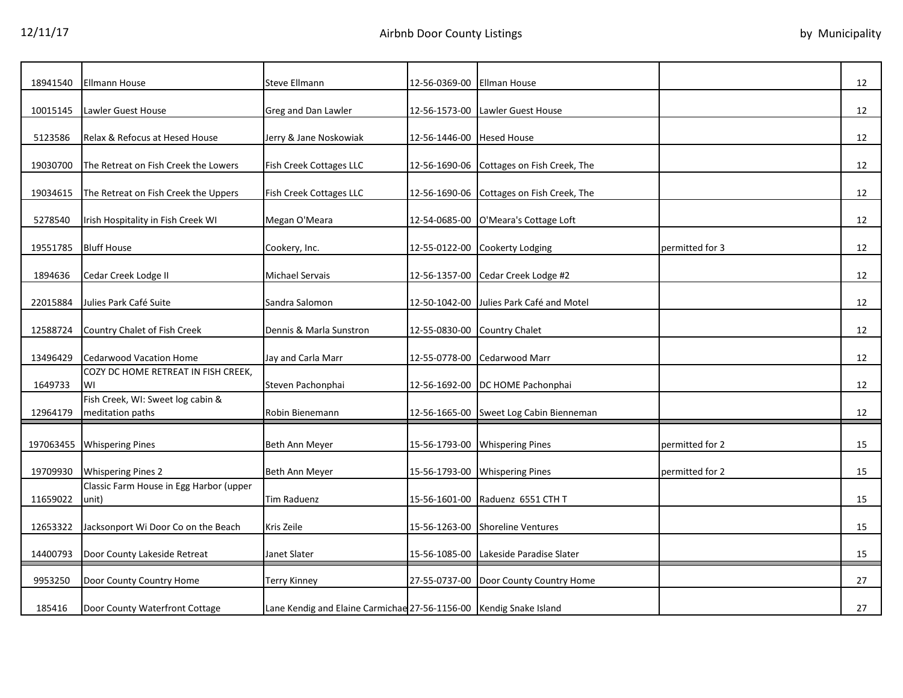| | | | | | | |
|---|---|---|---|---|---|---|
| 18941540 | Ellmann House | Steve Ellmann | 12-56-0369-00 | Ellman House | | 12 |
| 10015145 | Lawler Guest House | Greg and Dan Lawler | 12-56-1573-00 | Lawler Guest House | | 12 |
| 5123586 | Relax & Refocus at Hesed House | Jerry & Jane Noskowiak | 12-56-1446-00 | Hesed House | | 12 |
| 19030700 | The Retreat on Fish Creek the Lowers | Fish Creek Cottages LLC | 12-56-1690-06 | Cottages on Fish Creek, The | | 12 |
| 19034615 | The Retreat on Fish Creek the Uppers | Fish Creek Cottages LLC | 12-56-1690-06 | Cottages on Fish Creek, The | | 12 |
| 5278540 | Irish Hospitality in Fish Creek WI | Megan O'Meara | 12-54-0685-00 | O'Meara's Cottage Loft | | 12 |
| 19551785 | Bluff House | Cookery, Inc. | 12-55-0122-00 | Cookerty Lodging | permitted for 3 | 12 |
| 1894636 | Cedar Creek Lodge II | Michael Servais | 12-56-1357-00 | Cedar Creek Lodge #2 | | 12 |
| 22015884 | Julies Park Café Suite | Sandra Salomon | 12-50-1042-00 | Julies Park Café and Motel | | 12 |
| 12588724 | Country Chalet of Fish Creek | Dennis & Marla Sunstron | 12-55-0830-00 | Country Chalet | | 12 |
| 13496429 | Cedarwood Vacation Home | Jay and Carla Marr | 12-55-0778-00 | Cedarwood Marr | | 12 |
| 1649733 | COZY DC HOME RETREAT IN FISH CREEK, WI | Steven Pachonphai | 12-56-1692-00 | DC HOME Pachonphai | | 12 |
| 12964179 | Fish Creek, WI: Sweet log cabin & meditation paths | Robin Bienemann | 12-56-1665-00 | Sweet Log Cabin Bienneman | | 12 |
| 197063455 | Whispering Pines | Beth Ann Meyer | 15-56-1793-00 | Whispering Pines | permitted for 2 | 15 |
| 19709930 | Whispering Pines 2 | Beth Ann Meyer | 15-56-1793-00 | Whispering Pines | permitted for 2 | 15 |
| 11659022 | Classic Farm House in Egg Harbor (upper unit) | Tim Raduenz | 15-56-1601-00 | Raduenz 6551 CTH T | | 15 |
| 12653322 | Jacksonport Wi Door Co on the Beach | Kris Zeile | 15-56-1263-00 | Shoreline Ventures | | 15 |
| 14400793 | Door County Lakeside Retreat | Janet Slater | 15-56-1085-00 | Lakeside Paradise Slater | | 15 |
| 9953250 | Door County Country Home | Terry Kinney | 27-55-0737-00 | Door County Country Home | | 27 |
| 185416 | Door County Waterfront Cottage | Lane Kendig and Elaine Carmichae | 27-56-1156-00 | Kendig Snake Island | | 27 |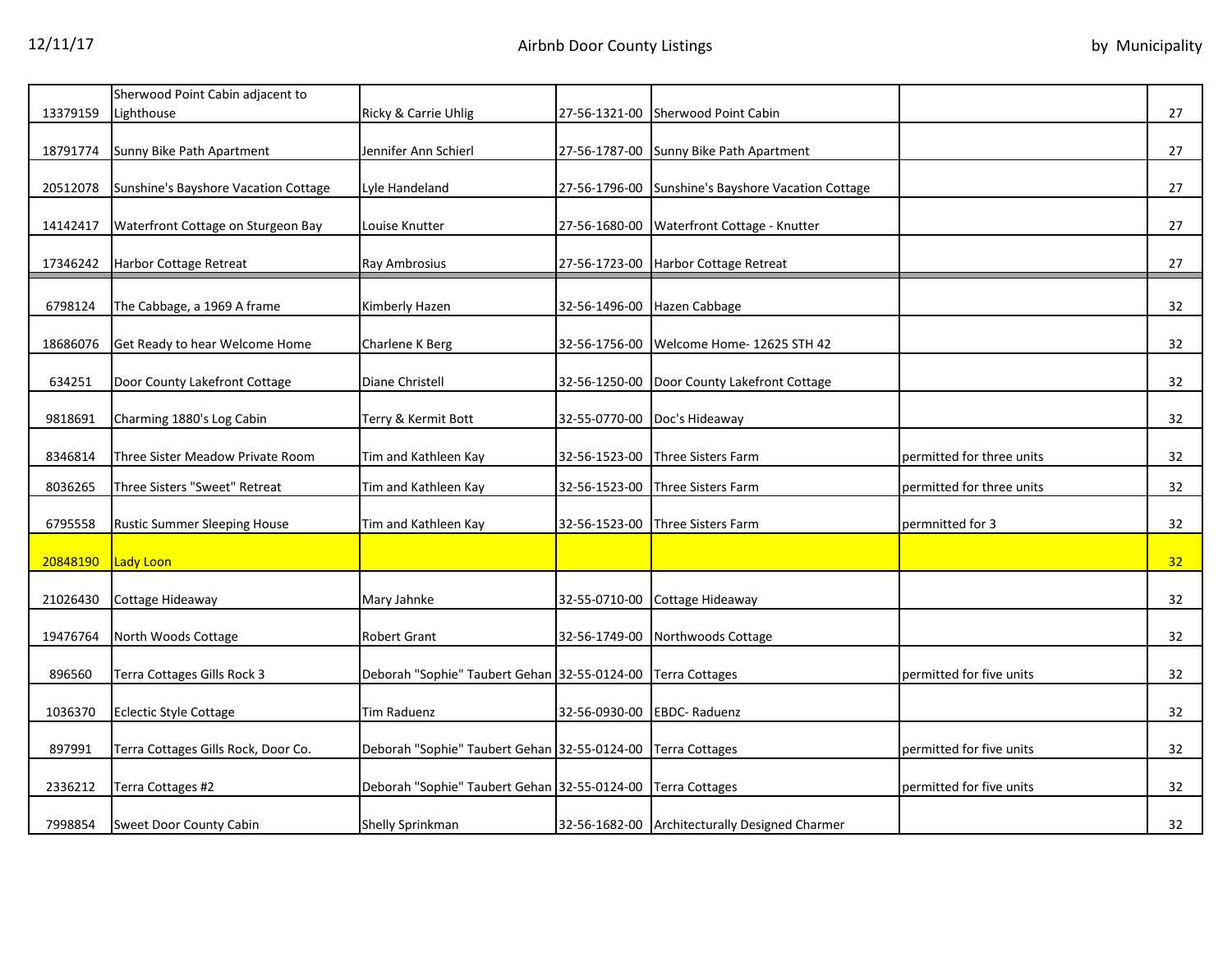| | | | | | | |
|---|---|---|---|---|---|---|
| 13379159 | Sherwood Point Cabin adjacent to Lighthouse | Ricky & Carrie Uhlig | 27-56-1321-00 | Sherwood Point Cabin | | 27 |
| 18791774 | Sunny Bike Path Apartment | Jennifer Ann Schierl | 27-56-1787-00 | Sunny Bike Path Apartment | | 27 |
| 20512078 | Sunshine's Bayshore Vacation Cottage | Lyle Handeland | 27-56-1796-00 | Sunshine's Bayshore Vacation Cottage | | 27 |
| 14142417 | Waterfront Cottage on Sturgeon Bay | Louise Knutter | 27-56-1680-00 | Waterfront Cottage - Knutter | | 27 |
| 17346242 | Harbor Cottage Retreat | Ray Ambrosius | 27-56-1723-00 | Harbor Cottage Retreat | | 27 |
| 6798124 | The Cabbage, a 1969 A frame | Kimberly Hazen | 32-56-1496-00 | Hazen Cabbage | | 32 |
| 18686076 | Get Ready to hear Welcome Home | Charlene K Berg | 32-56-1756-00 | Welcome Home- 12625 STH 42 | | 32 |
| 634251 | Door County Lakefront Cottage | Diane Christell | 32-56-1250-00 | Door County Lakefront Cottage | | 32 |
| 9818691 | Charming 1880's Log Cabin | Terry & Kermit Bott | 32-55-0770-00 | Doc's Hideaway | | 32 |
| 8346814 | Three Sister Meadow Private Room | Tim and Kathleen Kay | 32-56-1523-00 | Three Sisters Farm | permitted for three units | 32 |
| 8036265 | Three Sisters "Sweet" Retreat | Tim and Kathleen Kay | 32-56-1523-00 | Three Sisters Farm | permitted for three units | 32 |
| 6795558 | Rustic Summer Sleeping House | Tim and Kathleen Kay | 32-56-1523-00 | Three Sisters Farm | permnitted for 3 | 32 |
| 20848190 | Lady Loon | | | | | 32 |
| 21026430 | Cottage Hideaway | Mary Jahnke | 32-55-0710-00 | Cottage Hideaway | | 32 |
| 19476764 | North Woods Cottage | Robert Grant | 32-56-1749-00 | Northwoods Cottage | | 32 |
| 896560 | Terra Cottages Gills Rock 3 | Deborah "Sophie" Taubert Gehan | 32-55-0124-00 | Terra Cottages | permitted for five units | 32 |
| 1036370 | Eclectic Style Cottage | Tim Raduenz | 32-56-0930-00 | EBDC- Raduenz | | 32 |
| 897991 | Terra Cottages Gills Rock, Door Co. | Deborah "Sophie" Taubert Gehan | 32-55-0124-00 | Terra Cottages | permitted for five units | 32 |
| 2336212 | Terra Cottages #2 | Deborah "Sophie" Taubert Gehan | 32-55-0124-00 | Terra Cottages | permitted for five units | 32 |
| 7998854 | Sweet Door County Cabin | Shelly Sprinkman | 32-56-1682-00 | Architecturally Designed Charmer | | 32 |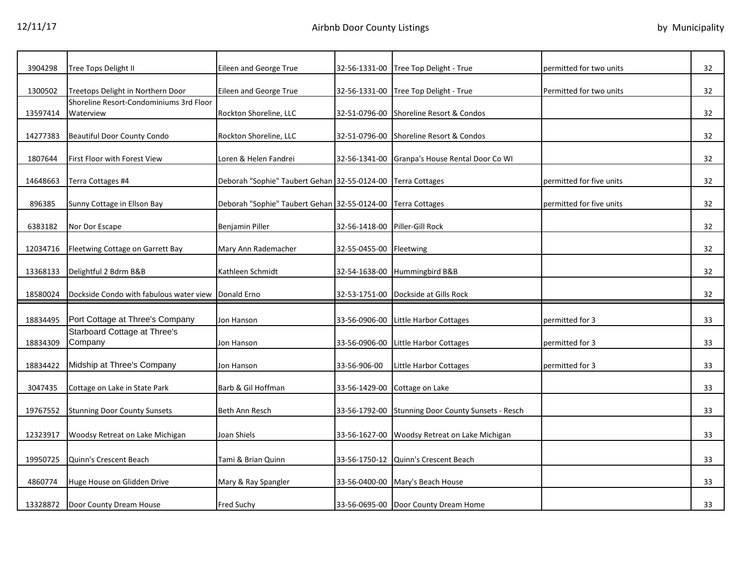| | | | | | | |
|---|---|---|---|---|---|---|
| 3904298 | Tree Tops Delight II | Eileen and George True | 32-56-1331-00 | Tree Top Delight - True | permitted for two units | 32 |
| 1300502 | Treetops Delight in Northern Door | Eileen and George True | 32-56-1331-00 | Tree Top Delight - True | Permitted for two units | 32 |
| 13597414 | Shoreline Resort-Condominiums 3rd Floor Waterview | Rockton Shoreline, LLC | 32-51-0796-00 | Shoreline Resort & Condos | | 32 |
| 14277383 | Beautiful Door County Condo | Rockton Shoreline, LLC | 32-51-0796-00 | Shoreline Resort & Condos | | 32 |
| 1807644 | First Floor with Forest View | Loren & Helen Fandrei | 32-56-1341-00 | Granpa's House Rental Door Co WI | | 32 |
| 14648663 | Terra Cottages #4 | Deborah "Sophie" Taubert Gehan | 32-55-0124-00 | Terra Cottages | permitted for five units | 32 |
| 896385 | Sunny Cottage in Ellson Bay | Deborah "Sophie" Taubert Gehan | 32-55-0124-00 | Terra Cottages | permitted for five units | 32 |
| 6383182 | Nor Dor Escape | Benjamin Piller | 32-56-1418-00 | Piller-Gill Rock | | 32 |
| 12034716 | Fleetwing Cottage on Garrett Bay | Mary Ann Rademacher | 32-55-0455-00 | Fleetwing | | 32 |
| 13368133 | Delightful 2 Bdrm B&B | Kathleen Schmidt | 32-54-1638-00 | Hummingbird B&B | | 32 |
| 18580024 | Dockside Condo with fabulous water view | Donald Erno | 32-53-1751-00 | Dockside at Gills Rock | | 32 |
| 18834495 | Port Cottage at Three's Company | Jon Hanson | 33-56-0906-00 | Little Harbor Cottages | permitted for 3 | 33 |
| 18834309 | Starboard Cottage at Three's Company | Jon Hanson | 33-56-0906-00 | Little Harbor Cottages | permitted for 3 | 33 |
| 18834422 | Midship at Three's Company | Jon Hanson | 33-56-906-00 | Little Harbor Cottages | permitted for 3 | 33 |
| 3047435 | Cottage on Lake in State Park | Barb & Gil Hoffman | 33-56-1429-00 | Cottage on Lake | | 33 |
| 19767552 | Stunning Door County Sunsets | Beth Ann Resch | 33-56-1792-00 | Stunning Door County Sunsets - Resch | | 33 |
| 12323917 | Woodsy Retreat on Lake Michigan | Joan Shiels | 33-56-1627-00 | Woodsy Retreat on Lake Michigan | | 33 |
| 19950725 | Quinn's Crescent Beach | Tami & Brian Quinn | 33-56-1750-12 | Quinn's Crescent Beach | | 33 |
| 4860774 | Huge House on Glidden Drive | Mary & Ray Spangler | 33-56-0400-00 | Mary's Beach House | | 33 |
| 13328872 | Door County Dream House | Fred Suchy | 33-56-0695-00 | Door County Dream Home | | 33 |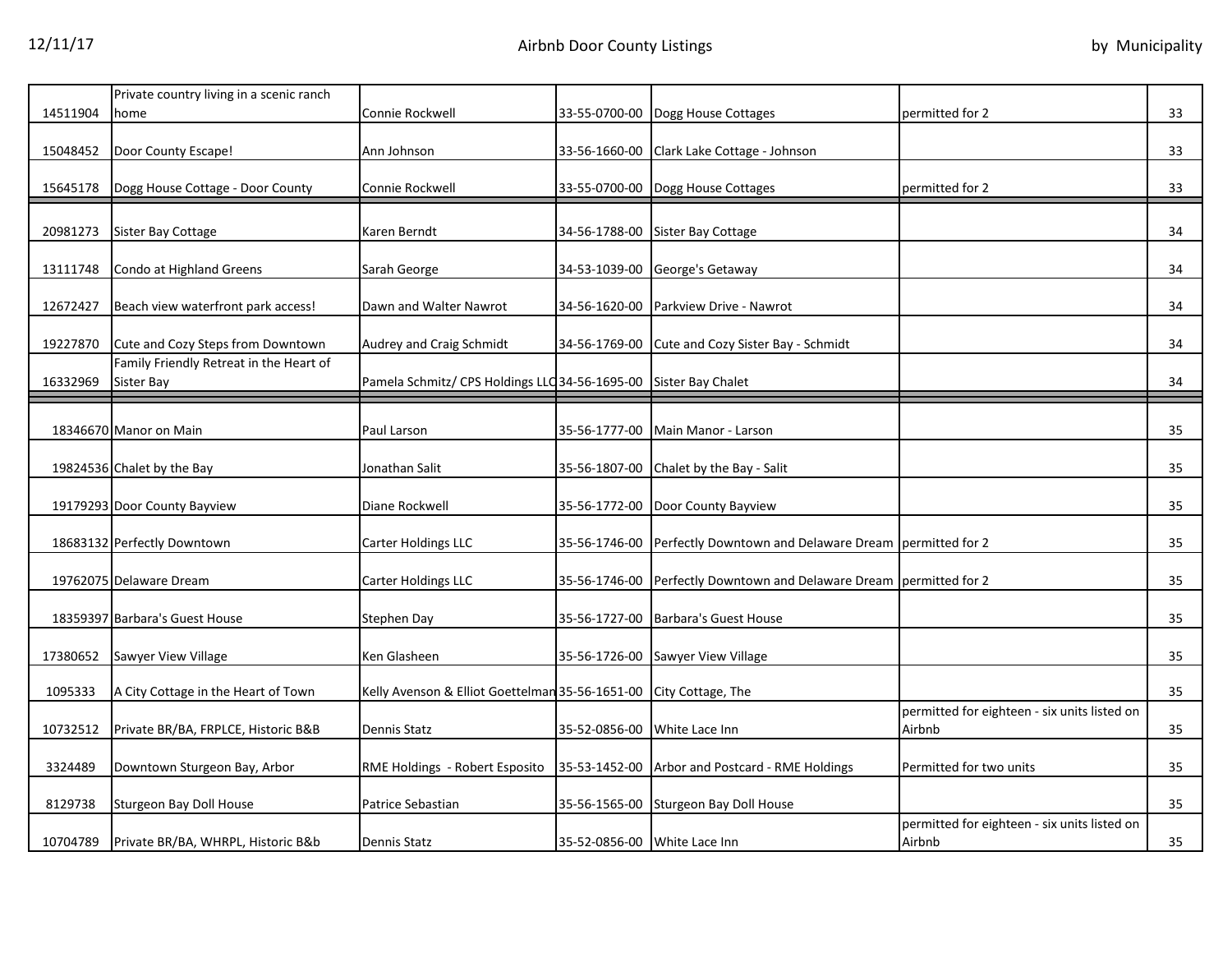| | | | | | | |
|---|---|---|---|---|---|---|
| 14511904 | Private country living in a scenic ranch home | Connie Rockwell | 33-55-0700-00 | Dogg House Cottages | permitted for 2 | 33 |
| 15048452 | Door County Escape! | Ann Johnson | 33-56-1660-00 | Clark Lake Cottage - Johnson | | 33 |
| 15645178 | Dogg House Cottage - Door County | Connie Rockwell | 33-55-0700-00 | Dogg House Cottages | permitted for 2 | 33 |
| 20981273 | Sister Bay Cottage | Karen Berndt | 34-56-1788-00 | Sister Bay Cottage | | 34 |
| 13111748 | Condo at Highland Greens | Sarah George | 34-53-1039-00 | George's Getaway | | 34 |
| 12672427 | Beach view waterfront park access! | Dawn and Walter Nawrot | 34-56-1620-00 | Parkview Drive - Nawrot | | 34 |
| 19227870 | Cute and Cozy Steps from Downtown | Audrey and Craig Schmidt | 34-56-1769-00 | Cute and Cozy Sister Bay - Schmidt | | 34 |
| 16332969 | Family Friendly Retreat in the Heart of Sister Bay | Pamela Schmitz/ CPS Holdings LLC | 34-56-1695-00 | Sister Bay Chalet | | 34 |
| 18346670 | Manor on Main | Paul Larson | 35-56-1777-00 | Main Manor - Larson | | 35 |
| 19824536 | Chalet by the Bay | Jonathan Salit | 35-56-1807-00 | Chalet by the Bay - Salit | | 35 |
| 19179293 | Door County Bayview | Diane Rockwell | 35-56-1772-00 | Door County Bayview | | 35 |
| 18683132 | Perfectly Downtown | Carter Holdings LLC | 35-56-1746-00 | Perfectly Downtown and Delaware Dream | permitted for 2 | 35 |
| 19762075 | Delaware Dream | Carter Holdings LLC | 35-56-1746-00 | Perfectly Downtown and Delaware Dream | permitted for 2 | 35 |
| 18359397 | Barbara's Guest House | Stephen Day | 35-56-1727-00 | Barbara's Guest House | | 35 |
| 17380652 | Sawyer View Village | Ken Glasheen | 35-56-1726-00 | Sawyer View Village | | 35 |
| 1095333 | A City Cottage in the Heart of Town | Kelly Avenson & Elliot Goettelman | 35-56-1651-00 | City Cottage, The | | 35 |
| 10732512 | Private BR/BA, FRPLCE, Historic B&B | Dennis Statz | 35-52-0856-00 | White Lace Inn | permitted for eighteen - six units listed on Airbnb | 35 |
| 3324489 | Downtown Sturgeon Bay, Arbor | RME Holdings - Robert Esposito | 35-53-1452-00 | Arbor and Postcard - RME Holdings | Permitted for two units | 35 |
| 8129738 | Sturgeon Bay Doll House | Patrice Sebastian | 35-56-1565-00 | Sturgeon Bay Doll House | | 35 |
| 10704789 | Private BR/BA, WHRPL, Historic B&b | Dennis Statz | 35-52-0856-00 | White Lace Inn | permitted for eighteen - six units listed on Airbnb | 35 |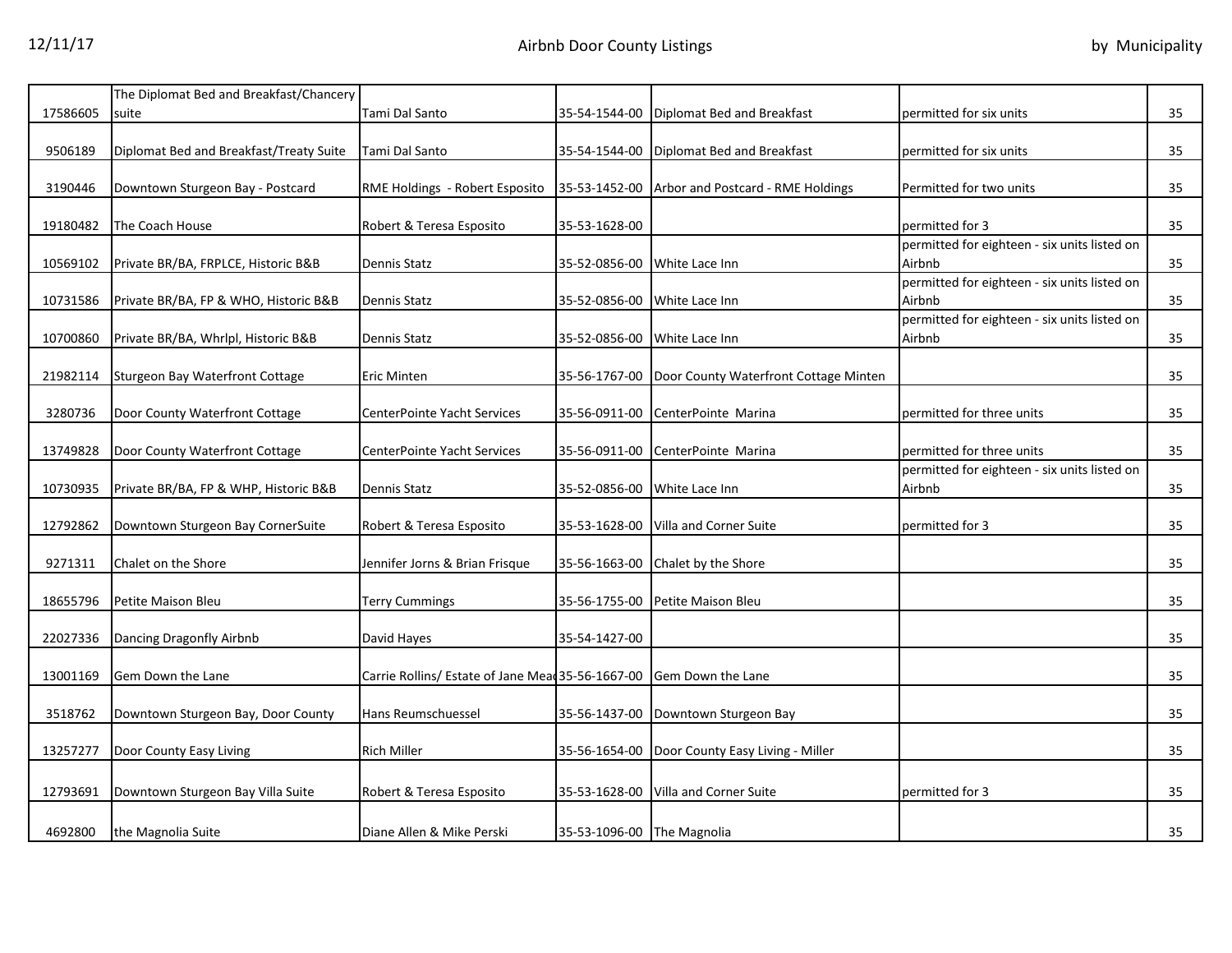| | | | | | | |
|---|---|---|---|---|---|---|
| 17586605 | The Diplomat Bed and Breakfast/Chancery suite | Tami Dal Santo | 35-54-1544-00 | Diplomat Bed and Breakfast | permitted for six units | 35 |
| 9506189 | Diplomat Bed and Breakfast/Treaty Suite | Tami Dal Santo | 35-54-1544-00 | Diplomat Bed and Breakfast | permitted for six units | 35 |
| 3190446 | Downtown Sturgeon Bay - Postcard | RME Holdings - Robert Esposito | 35-53-1452-00 | Arbor and Postcard - RME Holdings | Permitted for two units | 35 |
| 19180482 | The Coach House | Robert & Teresa Esposito | 35-53-1628-00 | | permitted for 3 | 35 |
| 10569102 | Private BR/BA, FRPLCE, Historic B&B | Dennis Statz | 35-52-0856-00 | White Lace Inn | permitted for eighteen - six units listed on Airbnb | 35 |
| 10731586 | Private BR/BA, FP & WHO, Historic B&B | Dennis Statz | 35-52-0856-00 | White Lace Inn | permitted for eighteen - six units listed on Airbnb | 35 |
| 10700860 | Private BR/BA, Whrlpl, Historic B&B | Dennis Statz | 35-52-0856-00 | White Lace Inn | permitted for eighteen - six units listed on Airbnb | 35 |
| 21982114 | Sturgeon Bay Waterfront Cottage | Eric Minten | 35-56-1767-00 | Door County Waterfront Cottage Minten | | 35 |
| 3280736 | Door County Waterfront Cottage | CenterPointe Yacht Services | 35-56-0911-00 | CenterPointe Marina | permitted for three units | 35 |
| 13749828 | Door County Waterfront Cottage | CenterPointe Yacht Services | 35-56-0911-00 | CenterPointe Marina | permitted for three units | 35 |
| 10730935 | Private BR/BA, FP & WHP, Historic B&B | Dennis Statz | 35-52-0856-00 | White Lace Inn | permitted for eighteen - six units listed on Airbnb | 35 |
| 12792862 | Downtown Sturgeon Bay CornerSuite | Robert & Teresa Esposito | 35-53-1628-00 | Villa and Corner Suite | permitted for 3 | 35 |
| 9271311 | Chalet on the Shore | Jennifer Jorns & Brian Frisque | 35-56-1663-00 | Chalet by the Shore | | 35 |
| 18655796 | Petite Maison Bleu | Terry Cummings | 35-56-1755-00 | Petite Maison Bleu | | 35 |
| 22027336 | Dancing Dragonfly Airbnb | David Hayes | 35-54-1427-00 | | | 35 |
| 13001169 | Gem Down the Lane | Carrie Rollins/ Estate of Jane Mea | 35-56-1667-00 | Gem Down the Lane | | 35 |
| 3518762 | Downtown Sturgeon Bay, Door County | Hans Reumschuessel | 35-56-1437-00 | Downtown Sturgeon Bay | | 35 |
| 13257277 | Door County Easy Living | Rich Miller | 35-56-1654-00 | Door County Easy Living - Miller | | 35 |
| 12793691 | Downtown Sturgeon Bay Villa Suite | Robert & Teresa Esposito | 35-53-1628-00 | Villa and Corner Suite | permitted for 3 | 35 |
| 4692800 | the Magnolia Suite | Diane Allen & Mike Perski | 35-53-1096-00 | The Magnolia | | 35 |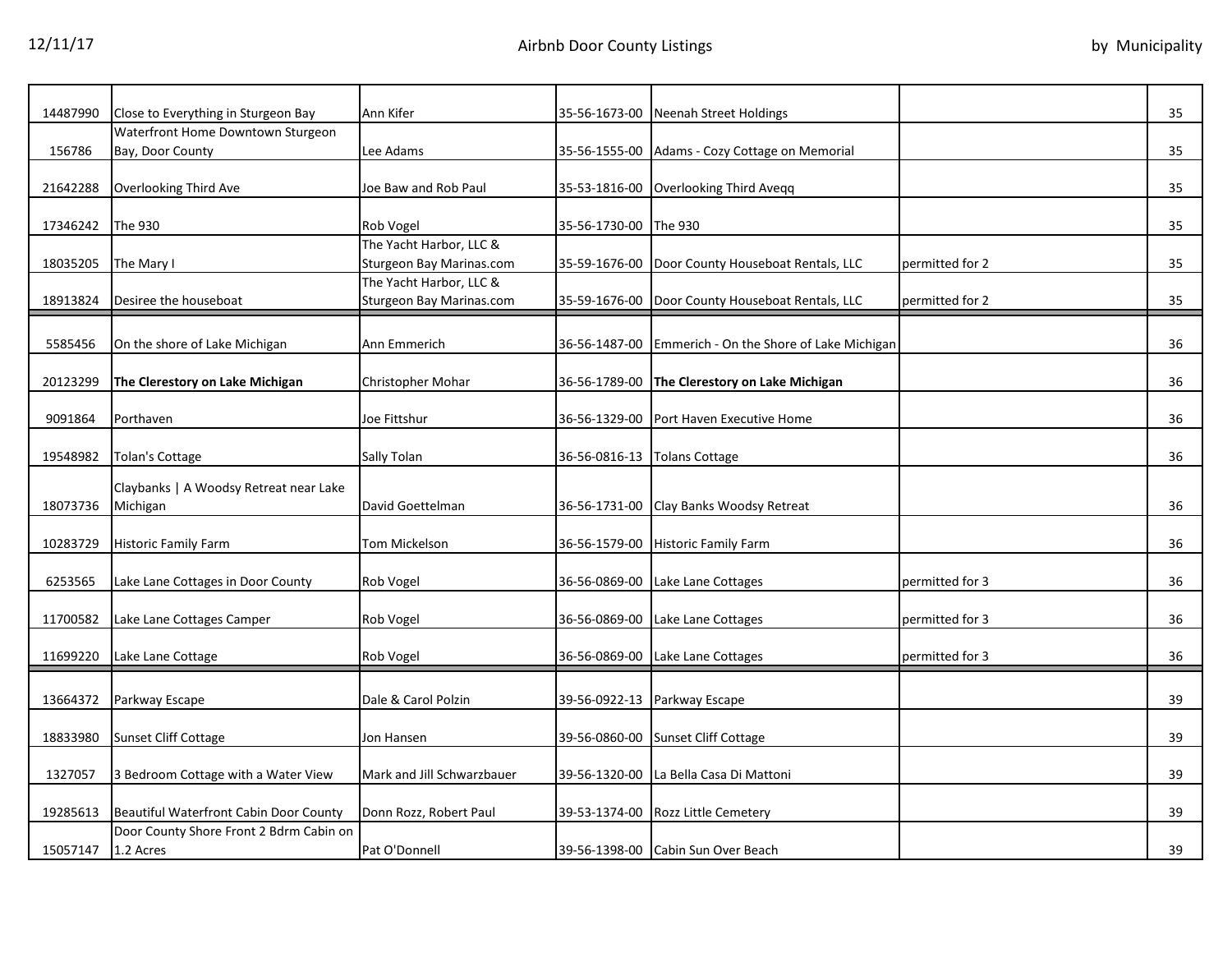| | | | | | | |
|---|---|---|---|---|---|---|
| 14487990 | Close to Everything in Sturgeon Bay | Ann Kifer | 35-56-1673-00 | Neenah Street Holdings | | 35 |
| 156786 | Waterfront Home Downtown Sturgeon Bay, Door County | Lee Adams | 35-56-1555-00 | Adams - Cozy Cottage on Memorial | | 35 |
| 21642288 | Overlooking Third Ave | Joe Baw and Rob Paul | 35-53-1816-00 | Overlooking Third Aveqq | | 35 |
| 17346242 | The 930 | Rob Vogel | 35-56-1730-00 | The 930 | | 35 |
| 18035205 | The Mary I | The Yacht Harbor, LLC & Sturgeon Bay Marinas.com | 35-59-1676-00 | Door County Houseboat Rentals, LLC | permitted for 2 | 35 |
| 18913824 | Desiree the houseboat | The Yacht Harbor, LLC & Sturgeon Bay Marinas.com | 35-59-1676-00 | Door County Houseboat Rentals, LLC | permitted for 2 | 35 |
| 5585456 | On the shore of Lake Michigan | Ann Emmerich | 36-56-1487-00 | Emmerich - On the Shore of Lake Michigan | | 36 |
| 20123299 | **The Clerestory on Lake Michigan** | Christopher Mohar | 36-56-1789-00 | **The Clerestory on Lake Michigan** | | 36 |
| 9091864 | Porthaven | Joe Fittshur | 36-56-1329-00 | Port Haven Executive Home | | 36 |
| 19548982 | Tolan's Cottage | Sally Tolan | 36-56-0816-13 | Tolans Cottage | | 36 |
| 18073736 | Claybanks \| A Woodsy Retreat near Lake Michigan | David Goettelman | 36-56-1731-00 | Clay Banks Woodsy Retreat | | 36 |
| 10283729 | Historic Family Farm | Tom Mickelson | 36-56-1579-00 | Historic Family Farm | | 36 |
| 6253565 | Lake Lane Cottages in Door County | Rob Vogel | 36-56-0869-00 | Lake Lane Cottages | permitted for 3 | 36 |
| 11700582 | Lake Lane Cottages Camper | Rob Vogel | 36-56-0869-00 | Lake Lane Cottages | permitted for 3 | 36 |
| 11699220 | Lake Lane Cottage | Rob Vogel | 36-56-0869-00 | Lake Lane Cottages | permitted for 3 | 36 |
| 13664372 | Parkway Escape | Dale & Carol Polzin | 39-56-0922-13 | Parkway Escape | | 39 |
| 18833980 | Sunset Cliff Cottage | Jon Hansen | 39-56-0860-00 | Sunset Cliff Cottage | | 39 |
| 1327057 | 3 Bedroom Cottage with a Water View | Mark and Jill Schwarzbauer | 39-56-1320-00 | La Bella Casa Di Mattoni | | 39 |
| 19285613 | Beautiful Waterfront Cabin Door County | Donn Rozz, Robert Paul | 39-53-1374-00 | Rozz Little Cemetery | | 39 |
| 15057147 | Door County Shore Front 2 Bdrm Cabin on 1.2 Acres | Pat O'Donnell | 39-56-1398-00 | Cabin Sun Over Beach | | 39 |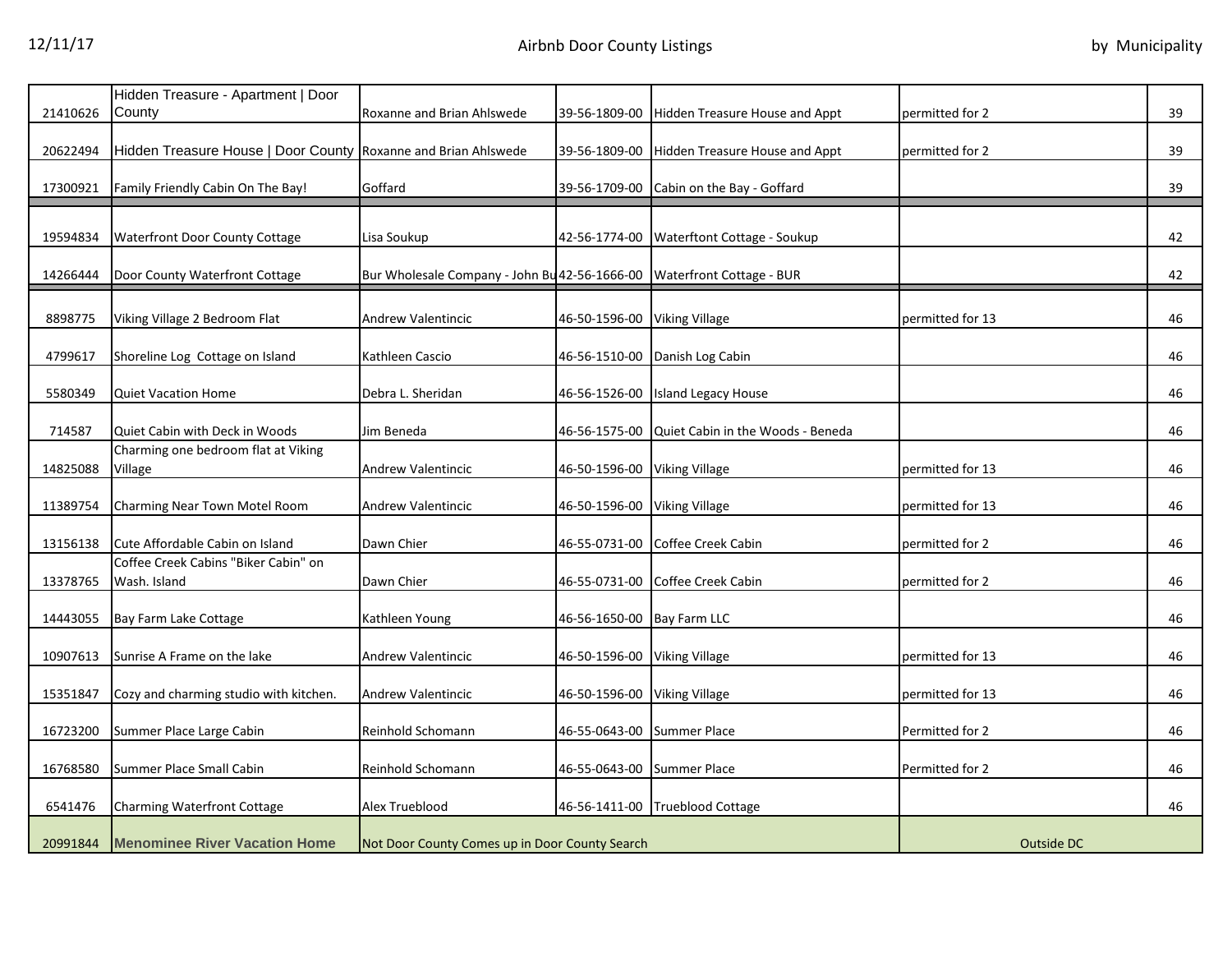| | | | | | | |
|---|---|---|---|---|---|---|
| 21410626 | Hidden Treasure - Apartment \| Door County | Roxanne and Brian Ahlswede | 39-56-1809-00 | Hidden Treasure House and Appt | permitted for 2 | 39 |
| 20622494 | Hidden Treasure House \| Door County | Roxanne and Brian Ahlswede | 39-56-1809-00 | Hidden Treasure House and Appt | permitted for 2 | 39 |
| 17300921 | Family Friendly Cabin On The Bay! | Goffard | 39-56-1709-00 | Cabin on the Bay - Goffard | | 39 |
| 19594834 | Waterfront Door County Cottage | Lisa Soukup | 42-56-1774-00 | Waterftont Cottage - Soukup | | 42 |
| 14266444 | Door County Waterfront Cottage | Bur Wholesale Company - John Bu | 42-56-1666-00 | Waterfront Cottage - BUR | | 42 |
| 8898775 | Viking Village 2 Bedroom Flat | Andrew Valentincic | 46-50-1596-00 | Viking Village | permitted for 13 | 46 |
| 4799617 | Shoreline Log Cottage on Island | Kathleen Cascio | 46-56-1510-00 | Danish Log Cabin | | 46 |
| 5580349 | Quiet Vacation Home | Debra L. Sheridan | 46-56-1526-00 | Island Legacy House | | 46 |
| 714587 | Quiet Cabin with Deck in Woods | Jim Beneda | 46-56-1575-00 | Quiet Cabin in the Woods - Beneda | | 46 |
| 14825088 | Charming one bedroom flat at Viking Village | Andrew Valentincic | 46-50-1596-00 | Viking Village | permitted for 13 | 46 |
| 11389754 | Charming Near Town Motel Room | Andrew Valentincic | 46-50-1596-00 | Viking Village | permitted for 13 | 46 |
| 13156138 | Cute Affordable Cabin on Island | Dawn Chier | 46-55-0731-00 | Coffee Creek Cabin | permitted for 2 | 46 |
| 13378765 | Coffee Creek Cabins "Biker Cabin" on Wash. Island | Dawn Chier | 46-55-0731-00 | Coffee Creek Cabin | permitted for 2 | 46 |
| 14443055 | Bay Farm Lake Cottage | Kathleen Young | 46-56-1650-00 | Bay Farm LLC | | 46 |
| 10907613 | Sunrise A Frame on the lake | Andrew Valentincic | 46-50-1596-00 | Viking Village | permitted for 13 | 46 |
| 15351847 | Cozy and charming studio with kitchen. | Andrew Valentincic | 46-50-1596-00 | Viking Village | permitted for 13 | 46 |
| 16723200 | Summer Place Large Cabin | Reinhold Schomann | 46-55-0643-00 | Summer Place | Permitted for 2 | 46 |
| 16768580 | Summer Place Small Cabin | Reinhold Schomann | 46-55-0643-00 | Summer Place | Permitted for 2 | 46 |
| 6541476 | Charming Waterfront Cottage | Alex Trueblood | 46-56-1411-00 | Trueblood Cottage | | 46 |
| 20991844 | **Menominee River Vacation Home** | Not Door County Comes up in Door County Search | | | Outside DC | |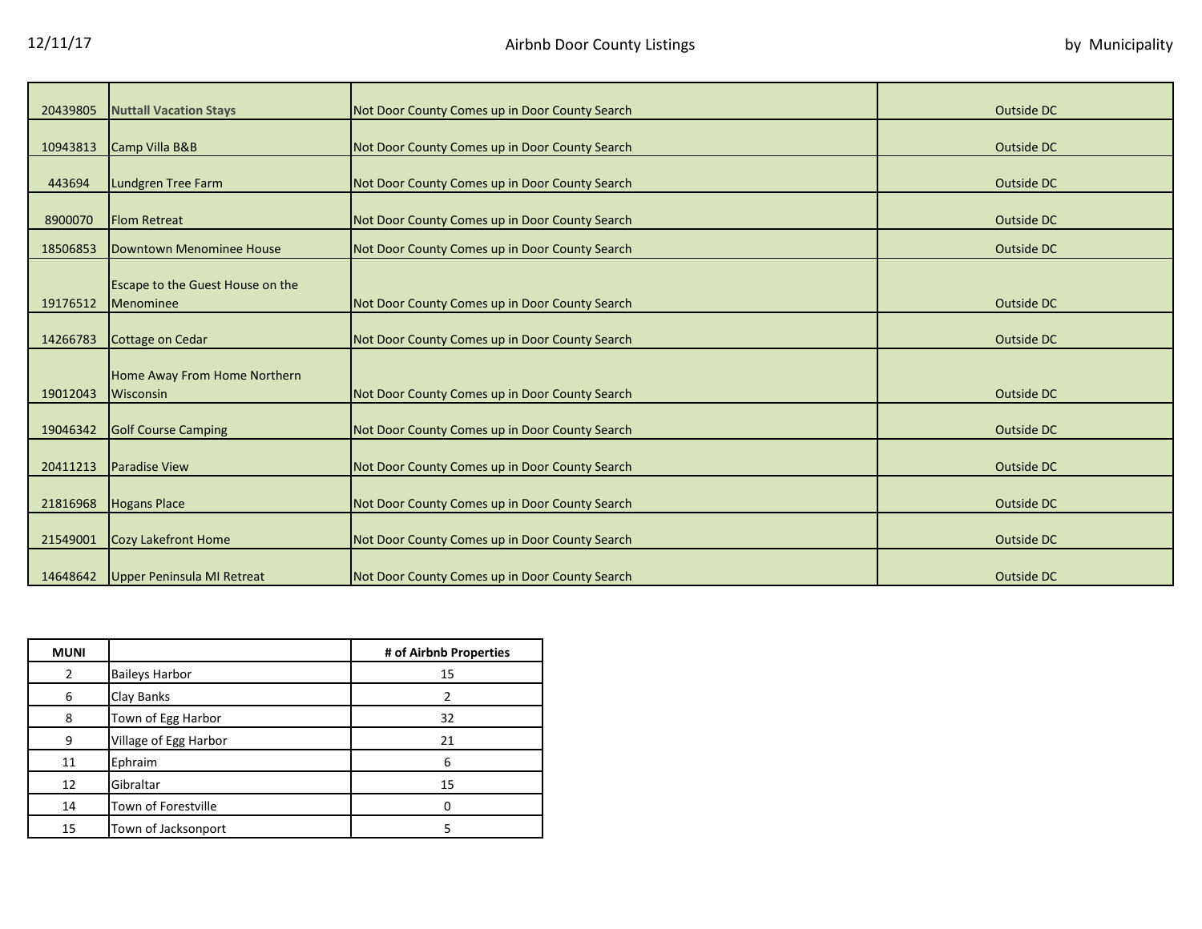| | | | |
|---|---|---|---|
| 20439805 | **Nuttall Vacation Stays** | Not Door County Comes up in Door County Search | Outside DC |
| 10943813 | Camp Villa B&B | Not Door County Comes up in Door County Search | Outside DC |
| 443694 | Lundgren Tree Farm | Not Door County Comes up in Door County Search | Outside DC |
| 8900070 | Flom Retreat | Not Door County Comes up in Door County Search | Outside DC |
| 18506853 | Downtown Menominee House | Not Door County Comes up in Door County Search | Outside DC |
| 19176512 | Escape to the Guest House on the Menominee | Not Door County Comes up in Door County Search | Outside DC |
| 14266783 | Cottage on Cedar | Not Door County Comes up in Door County Search | Outside DC |
| 19012043 | Home Away From Home Northern Wisconsin | Not Door County Comes up in Door County Search | Outside DC |
| 19046342 | Golf Course Camping | Not Door County Comes up in Door County Search | Outside DC |
| 20411213 | Paradise View | Not Door County Comes up in Door County Search | Outside DC |
| 21816968 | Hogans Place | Not Door County Comes up in Door County Search | Outside DC |
| 21549001 | Cozy Lakefront Home | Not Door County Comes up in Door County Search | Outside DC |
| 14648642 | Upper Peninsula MI Retreat | Not Door County Comes up in Door County Search | Outside DC |

| MUNI | | # of Airbnb Properties |
|---|---|---|
| 2 | Baileys Harbor | 15 |
| 6 | Clay Banks | 2 |
| 8 | Town of Egg Harbor | 32 |
| 9 | Village of Egg Harbor | 21 |
| 11 | Ephraim | 6 |
| 12 | Gibraltar | 15 |
| 14 | Town of Forestville | 0 |
| 15 | Town of Jacksonport | 5 |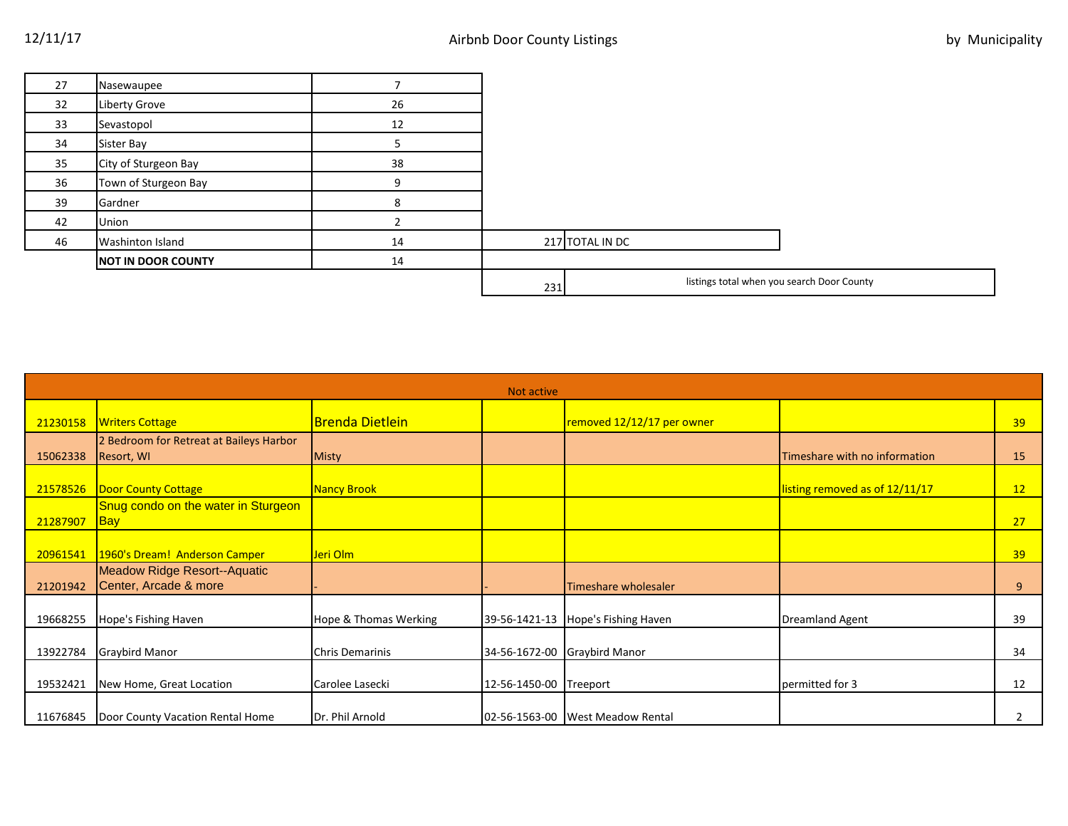12/11/17 Airbnb Door County Listings by Municipality

| | | | | |
|---|---|---|---|---|
| 27 | Nasewaupee | 7 | | |
| 32 | Liberty Grove | 26 | | |
| 33 | Sevastopol | 12 | | |
| 34 | Sister Bay | 5 | | |
| 35 | City of Sturgeon Bay | 38 | | |
| 36 | Town of Sturgeon Bay | 9 | | |
| 39 | Gardner | 8 | | |
| 42 | Union | 2 | | |
| 46 | Washinton Island | 14 | 217 | TOTAL IN DC |
| | **NOT IN DOOR COUNTY** | 14 | | |
| | | | 231 | listings total when you search Door County |

| Not active | | | | | | |
|---|---|---|---|---|---|---|
| 21230158 | Writers Cottage | Brenda Dietlein | | removed 12/12/17 per owner | | 39 |
| 15062338 | 2 Bedroom for Retreat at Baileys Harbor Resort, WI | Misty | | | Timeshare with no information | 15 |
| 21578526 | Door County Cottage | Nancy Brook | | | listing removed as of 12/11/17 | 12 |
| 21287907 | Snug condo on the water in Sturgeon Bay | | | | | 27 |
| 20961541 | 1960's Dream! Anderson Camper | Jeri Olm | | | | 39 |
| 21201942 | Meadow Ridge Resort--Aquatic Center, Arcade & more | - | - | Timeshare wholesaler | | 9 |
| 19668255 | Hope's Fishing Haven | Hope & Thomas Werking | 39-56-1421-13 | Hope's Fishing Haven | Dreamland Agent | 39 |
| 13922784 | Graybird Manor | Chris Demarinis | 34-56-1672-00 | Graybird Manor | | 34 |
| 19532421 | New Home, Great Location | Carolee Lasecki | 12-56-1450-00 | Treeport | permitted for 3 | 12 |
| 11676845 | Door County Vacation Rental Home | Dr. Phil Arnold | 02-56-1563-00 | West Meadow Rental | | 2 |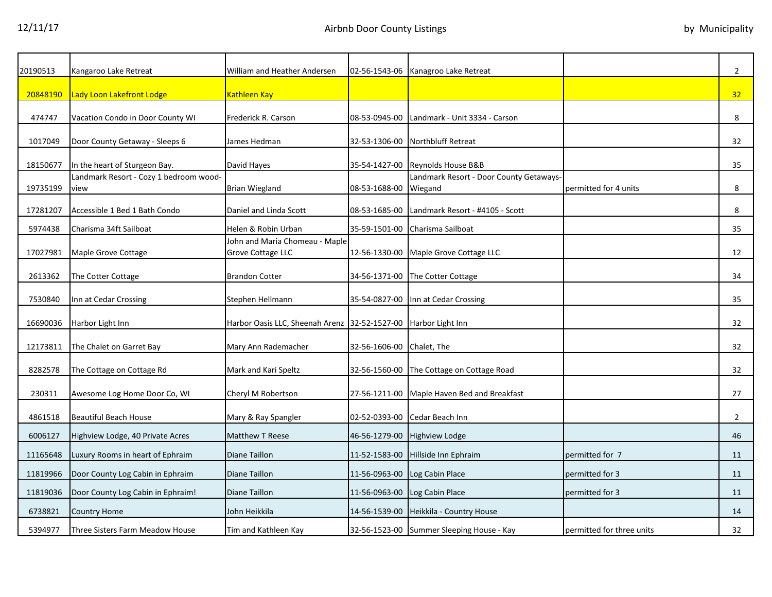| | | | | | | |
|---|---|---|---|---|---|---|
| 20190513 | Kangaroo Lake Retreat | William and Heather Andersen | 02-56-1543-06 | Kanagroo Lake Retreat | | 2 |
| 20848190 | Lady Loon Lakefront Lodge | Kathleen Kay | | | | 32 |
| 474747 | Vacation Condo in Door County WI | Frederick R. Carson | 08-53-0945-00 | Landmark - Unit 3334 - Carson | | 8 |
| 1017049 | Door County Getaway - Sleeps 6 | James Hedman | 32-53-1306-00 | Northbluff Retreat | | 32 |
| 18150677 | In the heart of Sturgeon Bay. | David Hayes | 35-54-1427-00 | Reynolds House B&B | | 35 |
| 19735199 | Landmark Resort - Cozy 1 bedroom wood-view | Brian Wiegland | 08-53-1688-00 | Landmark Resort - Door County Getaways-Wiegand | permitted for 4 units | 8 |
| 17281207 | Accessible 1 Bed 1 Bath Condo | Daniel and Linda Scott | 08-53-1685-00 | Landmark Resort - #4105 - Scott | | 8 |
| 5974438 | Charisma 34ft Sailboat | Helen & Robin Urban | 35-59-1501-00 | Charisma Sailboat | | 35 |
| 17027981 | Maple Grove Cottage | John and Maria Chomeau - Maple Grove Cottage LLC | 12-56-1330-00 | Maple Grove Cottage LLC | | 12 |
| 2613362 | The Cotter Cottage | Brandon Cotter | 34-56-1371-00 | The Cotter Cottage | | 34 |
| 7530840 | Inn at Cedar Crossing | Stephen Hellmann | 35-54-0827-00 | Inn at Cedar Crossing | | 35 |
| 16690036 | Harbor Light Inn | Harbor Oasis LLC, Sheenah Arenz | 32-52-1527-00 | Harbor Light Inn | | 32 |
| 12173811 | The Chalet on Garret Bay | Mary Ann Rademacher | 32-56-1606-00 | Chalet, The | | 32 |
| 8282578 | The Cottage on Cottage Rd | Mark and Kari Speltz | 32-56-1560-00 | The Cottage on Cottage Road | | 32 |
| 230311 | Awesome Log Home Door Co, WI | Cheryl M Robertson | 27-56-1211-00 | Maple Haven Bed and Breakfast | | 27 |
| 4861518 | Beautiful Beach House | Mary & Ray Spangler | 02-52-0393-00 | Cedar Beach Inn | | 2 |
| 6006127 | Highview Lodge, 40 Private Acres | Matthew T Reese | 46-56-1279-00 | Highview Lodge | | 46 |
| 11165648 | Luxury Rooms in heart of Ephraim | Diane Taillon | 11-52-1583-00 | Hillside Inn Ephraim | permitted for 7 | 11 |
| 11819966 | Door County Log Cabin in Ephraim | Diane Taillon | 11-56-0963-00 | Log Cabin Place | permitted for 3 | 11 |
| 11819036 | Door County Log Cabin in Ephraim! | Diane Taillon | 11-56-0963-00 | Log Cabin Place | permitted for 3 | 11 |
| 6738821 | Country Home | John Heikkila | 14-56-1539-00 | Heikkila - Country House | | 14 |
| 5394977 | Three Sisters Farm Meadow House | Tim and Kathleen Kay | 32-56-1523-00 | Summer Sleeping House - Kay | permitted for three units | 32 |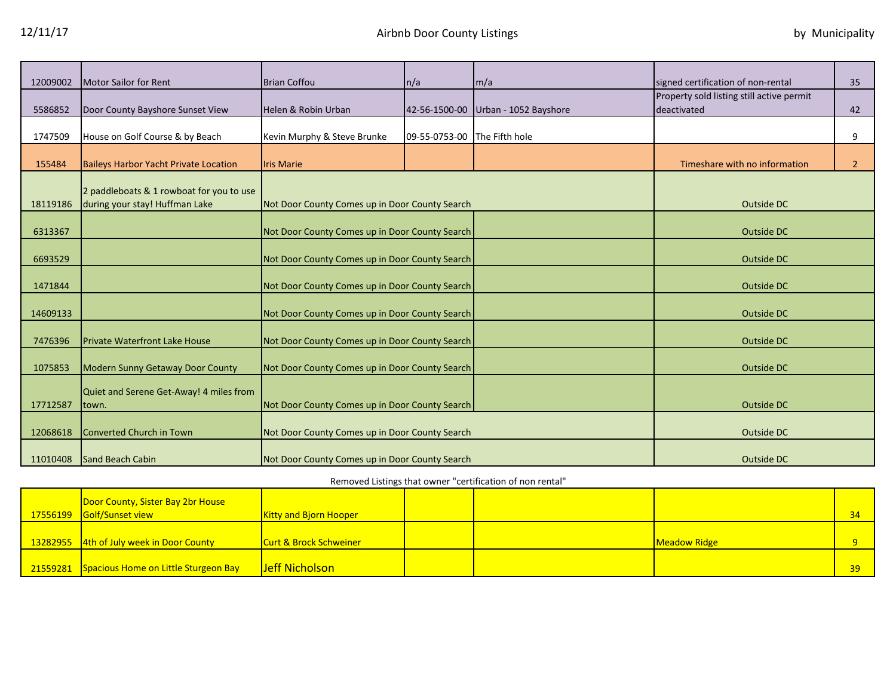| | | | | | | |
|---|---|---|---|---|---|---|
| 12009002 | Motor Sailor for Rent | Brian Coffou | n/a | m/a | signed certification of non-rental | 35 |
| 5586852 | Door County Bayshore Sunset View | Helen & Robin Urban | 42-56-1500-00 | Urban - 1052 Bayshore | Property sold listing still active permit deactivated | 42 |
| 1747509 | House on Golf Course & by Beach | Kevin Murphy & Steve Brunke | 09-55-0753-00 | The Fifth hole | | 9 |
| 155484 | Baileys Harbor Yacht Private Location | Iris Marie | | | Timeshare with no information | 2 |
| 18119186 | 2 paddleboats & 1 rowboat for you to use during your stay! Huffman Lake | Not Door County Comes up in Door County Search | | | Outside DC | |
| 6313367 | | Not Door County Comes up in Door County Search | | | Outside DC | |
| 6693529 | | Not Door County Comes up in Door County Search | | | Outside DC | |
| 1471844 | | Not Door County Comes up in Door County Search | | | Outside DC | |
| 14609133 | | Not Door County Comes up in Door County Search | | | Outside DC | |
| 7476396 | Private Waterfront Lake House | Not Door County Comes up in Door County Search | | | Outside DC | |
| 1075853 | Modern Sunny Getaway Door County | Not Door County Comes up in Door County Search | | | Outside DC | |
| 17712587 | Quiet and Serene Get-Away! 4 miles from town. | Not Door County Comes up in Door County Search | | | Outside DC | |
| 12068618 | Converted Church in Town | Not Door County Comes up in Door County Search | | | Outside DC | |
| 11010408 | Sand Beach Cabin | Not Door County Comes up in Door County Search | | | Outside DC | |

Removed Listings that owner "certification of non rental"

| | | | | | | |
|---|---|---|---|---|---|---|
| 17556199 | Door County, Sister Bay 2br House Golf/Sunset view | Kitty and Bjorn Hooper | | | | 34 |
| 13282955 | 4th of July week in Door County | Curt & Brock Schweiner | | | Meadow Ridge | 9 |
| 21559281 | Spacious Home on Little Sturgeon Bay | Jeff Nicholson | | | | 39 |